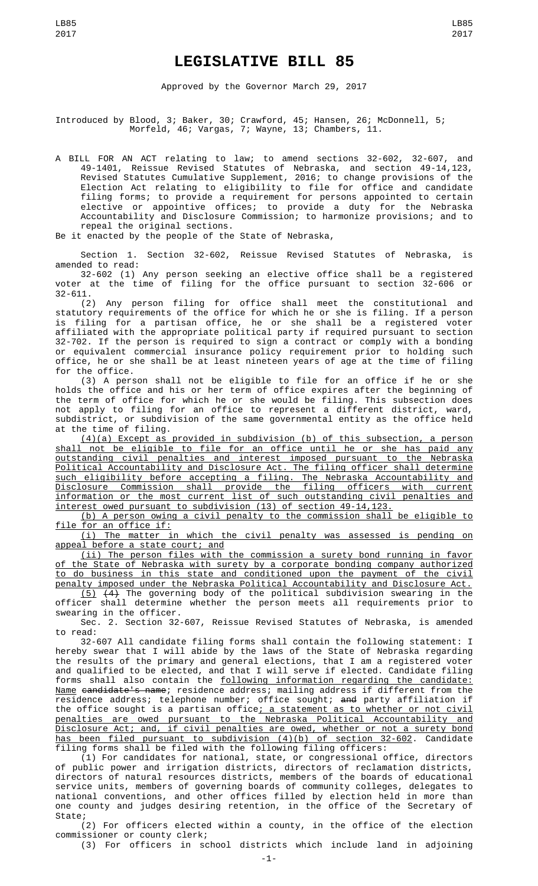# LEGISLATIVE BILL 85

Approved by the Governor March 29, 2017

Introduced by Blood, 3; Baker, 30; Crawford, 45; Hansen, 26; McDonnell, 5; Morfeld, 46; Vargas, 7; Wayne, 13; Chambers, 11.

A BILL FOR AN ACT relating to law; to amend sections 32-602, 32-607, and 49-1401, Reissue Revised Statutes of Nebraska, and section 49-14,123, Revised Statutes Cumulative Supplement, 2016; to change provisions of the Election Act relating to eligibility to file for office and candidate filing forms; to provide a requirement for persons appointed to certain elective or appointive offices; to provide a duty for the Nebraska Accountability and Disclosure Commission; to harmonize provisions; and to repeal the original sections.

Be it enacted by the people of the State of Nebraska,

Section 1. Section 32-602, Reissue Revised Statutes of Nebraska, is amended to read:

32-602 (1) Any person seeking an elective office shall be a registered voter at the time of filing for the office pursuant to section 32-606 or 32-611.

(2) Any person filing for office shall meet the constitutional and statutory requirements of the office for which he or she is filing. If a person is filing for a partisan office, he or she shall be a registered voter affiliated with the appropriate political party if required pursuant to section 32-702. If the person is required to sign a contract or comply with a bonding or equivalent commercial insurance policy requirement prior to holding such office, he or she shall be at least nineteen years of age at the time of filing for the office.

(3) A person shall not be eligible to file for an office if he or she holds the office and his or her term of office expires after the beginning of the term of office for which he or she would be filing. This subsection does not apply to filing for an office to represent a different district, ward, subdistrict, or subdivision of the same governmental entity as the office held at the time of filing.

<u>(4)(a) Except as provided in subdivision (b) of this subsection, a person shall not be eligible to file for an office until he or she has paid any outstanding civil penalties and interest imposed pursuant to the Nebraska Political Accountability and Disclosure Act. The filing officer shall determine such eligibility before accepting a filing. The Nebraska Accountability and Disclosure Commission shall provide the filing officers with current information or the most current list of such outstanding civil penalties and interest owed pursuant to subdivision (13) of section 49-14,123.</u>

<u>(b) A person owing a civil penalty to the commission shall be eligible to file for an office if:</u>

<u>(i) The matter in which the civil penalty was assessed is pending on appeal before a state court; and</u>

<u>(ii) The person files with the commission a surety bond running in favor of the State of Nebraska with surety by a corporate bonding company authorized to do business in this state and conditioned upon the payment of the civil penalty imposed under the Nebraska Political Accountability and Disclosure Act.</u>

<u>(5)</u> ~~(4)~~ The governing body of the political subdivision swearing in the officer shall determine whether the person meets all requirements prior to swearing in the officer.

Sec. 2. Section 32-607, Reissue Revised Statutes of Nebraska, is amended to read:

32-607 All candidate filing forms shall contain the following statement: I hereby swear that I will abide by the laws of the State of Nebraska regarding the results of the primary and general elections, that I am a registered voter and qualified to be elected, and that I will serve if elected. Candidate filing forms shall also contain the <u>following information regarding the candidate: Name</u> ~~candidate's name~~; residence address; mailing address if different from the residence address; telephone number; office sought; ~~and~~ party affiliation if the office sought is a partisan office<u>; a statement as to whether or not civil penalties are owed pursuant to the Nebraska Political Accountability and Disclosure Act; and, if civil penalties are owed, whether or not a surety bond has been filed pursuant to subdivision (4)(b) of section 32-602</u>. Candidate filing forms shall be filed with the following filing officers:

(1) For candidates for national, state, or congressional office, directors of public power and irrigation districts, directors of reclamation districts, directors of natural resources districts, members of the boards of educational service units, members of governing boards of community colleges, delegates to national conventions, and other offices filled by election held in more than one county and judges desiring retention, in the office of the Secretary of State;

(2) For officers elected within a county, in the office of the election commissioner or county clerk;

(3) For officers in school districts which include land in adjoining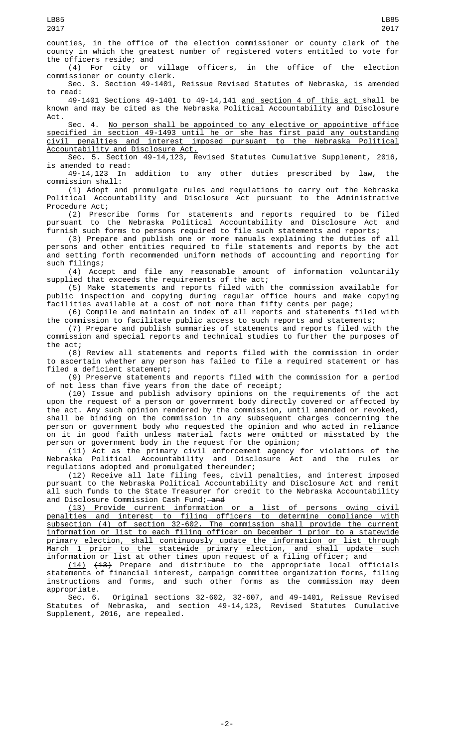counties, in the office of the election commissioner or county clerk of the county in which the greatest number of registered voters entitled to vote for the officers reside; and

(4) For city or village officers, in the office of the election commissioner or county clerk.

Sec. 3. Section 49-1401, Reissue Revised Statutes of Nebraska, is amended to read:

49-1401 Sections 49-1401 to 49-14,141 and section 4 of this act shall be known and may be cited as the Nebraska Political Accountability and Disclosure Act.

Sec. 4. No person shall be appointed to any elective or appointive office specified in section 49-1493 until he or she has first paid any outstanding civil penalties and interest imposed pursuant to the Nebraska Political Accountability and Disclosure Act.

Sec. 5. Section 49-14,123, Revised Statutes Cumulative Supplement, 2016, is amended to read:

49-14,123 In addition to any other duties prescribed by law, the commission shall:

(1) Adopt and promulgate rules and regulations to carry out the Nebraska Political Accountability and Disclosure Act pursuant to the Administrative Procedure Act;

(2) Prescribe forms for statements and reports required to be filed pursuant to the Nebraska Political Accountability and Disclosure Act and furnish such forms to persons required to file such statements and reports;

(3) Prepare and publish one or more manuals explaining the duties of all persons and other entities required to file statements and reports by the act and setting forth recommended uniform methods of accounting and reporting for such filings;

(4) Accept and file any reasonable amount of information voluntarily supplied that exceeds the requirements of the act;

(5) Make statements and reports filed with the commission available for public inspection and copying during regular office hours and make copying facilities available at a cost of not more than fifty cents per page;

(6) Compile and maintain an index of all reports and statements filed with the commission to facilitate public access to such reports and statements;

(7) Prepare and publish summaries of statements and reports filed with the commission and special reports and technical studies to further the purposes of the act;

(8) Review all statements and reports filed with the commission in order to ascertain whether any person has failed to file a required statement or has filed a deficient statement;

(9) Preserve statements and reports filed with the commission for a period of not less than five years from the date of receipt;

(10) Issue and publish advisory opinions on the requirements of the act upon the request of a person or government body directly covered or affected by the act. Any such opinion rendered by the commission, until amended or revoked, shall be binding on the commission in any subsequent charges concerning the person or government body who requested the opinion and who acted in reliance on it in good faith unless material facts were omitted or misstated by the person or government body in the request for the opinion;

(11) Act as the primary civil enforcement agency for violations of the Nebraska Political Accountability and Disclosure Act and the rules or regulations adopted and promulgated thereunder;

(12) Receive all late filing fees, civil penalties, and interest imposed pursuant to the Nebraska Political Accountability and Disclosure Act and remit all such funds to the State Treasurer for credit to the Nebraska Accountability and Disclosure Commission Cash Fund; and

(13) Provide current information or a list of persons owing civil penalties and interest to filing officers to determine compliance with subsection (4) of section 32-602. The commission shall provide the current information or list to each filing officer on December 1 prior to a statewide primary election, shall continuously update the information or list through March 1 prior to the statewide primary election, and shall update such information or list at other times upon request of a filing officer; and

(14) (13) Prepare and distribute to the appropriate local officials statements of financial interest, campaign committee organization forms, filing instructions and forms, and such other forms as the commission may deem appropriate.

Sec. 6. Original sections 32-602, 32-607, and 49-1401, Reissue Revised Statutes of Nebraska, and section 49-14,123, Revised Statutes Cumulative Supplement, 2016, are repealed.